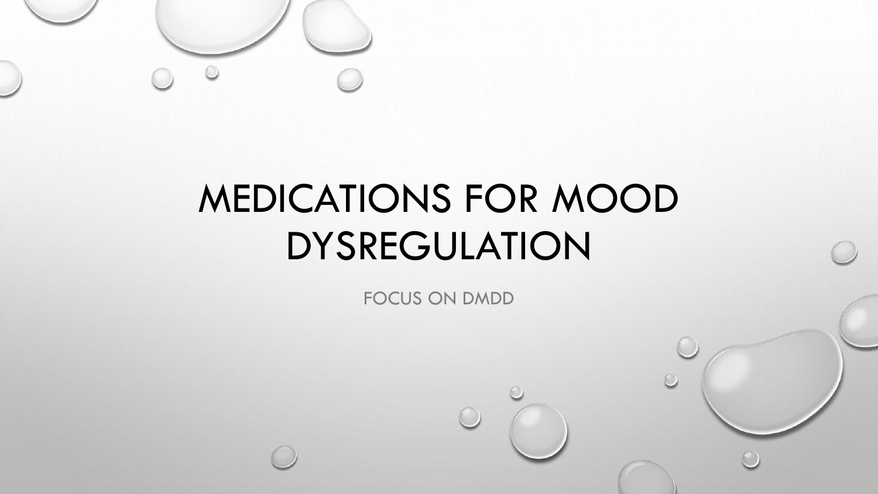# MEDICATIONS FOR MOOD DYSREGULATION

FOCUS ON DMDD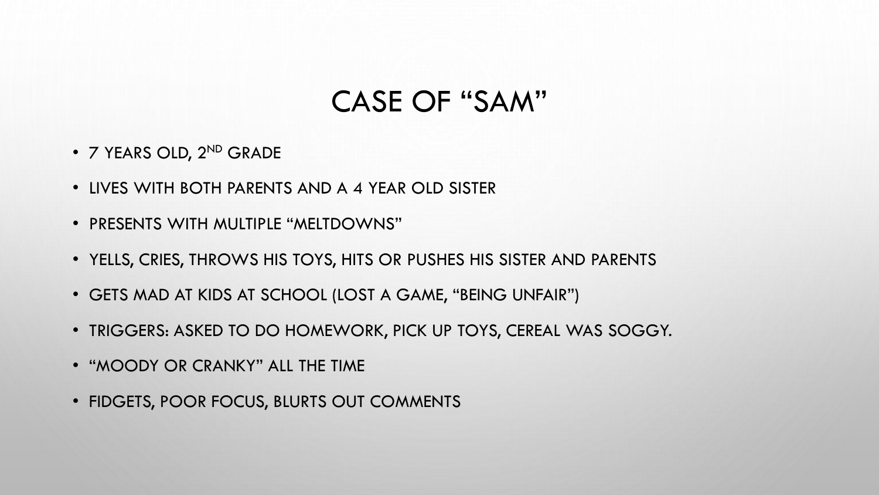# CASE OF "SAM"

- 7 YEARS OLD, 2ND GRADE
- LIVES WITH BOTH PARENTS AND A 4 YEAR OLD SISTER
- PRESENTS WITH MULTIPLE "MELTDOWNS"
- YELLS, CRIES, THROWS HIS TOYS, HITS OR PUSHES HIS SISTER AND PARENTS
- GETS MAD AT KIDS AT SCHOOL (LOST A GAME, "BEING UNFAIR")
- TRIGGERS: ASKED TO DO HOMEWORK, PICK UP TOYS, CEREAL WAS SOGGY.
- "MOODY OR CRANKY" ALL THE TIME
- FIDGETS, POOR FOCUS, BLURTS OUT COMMENTS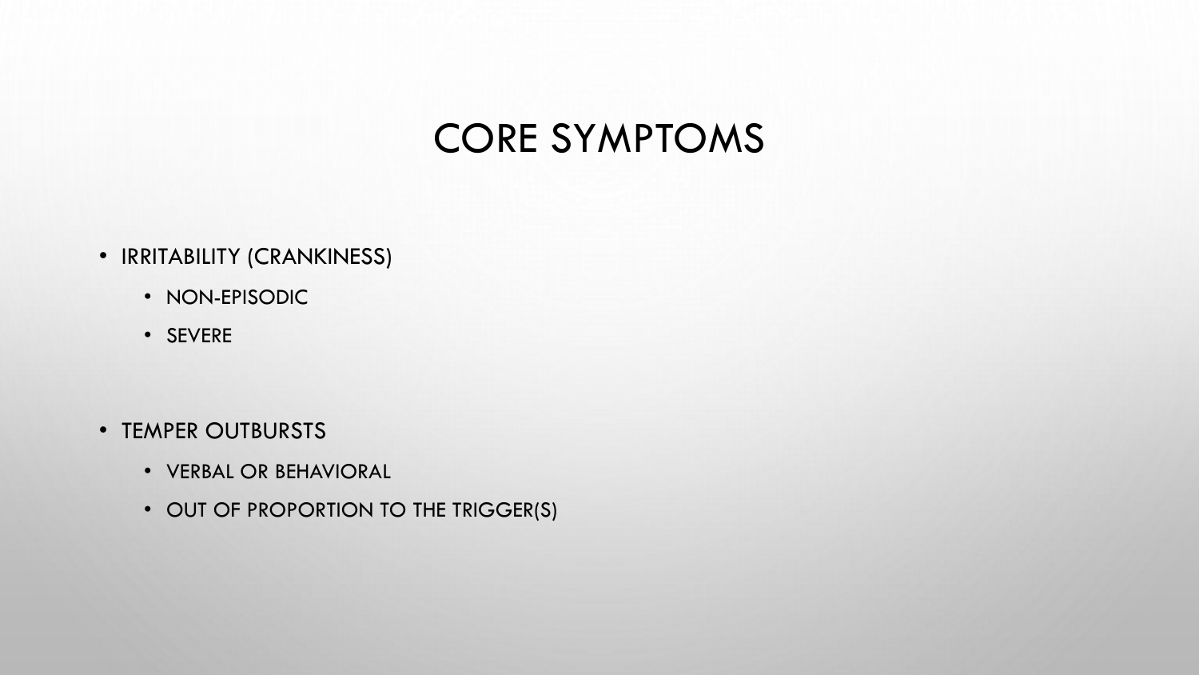# CORE SYMPTOMS

- IRRITABILITY (CRANKINESS)
  - NON-EPISODIC
  - SEVERE

- TEMPER OUTBURSTS
  - VERBAL OR BEHAVIORAL
  - OUT OF PROPORTION TO THE TRIGGER(S)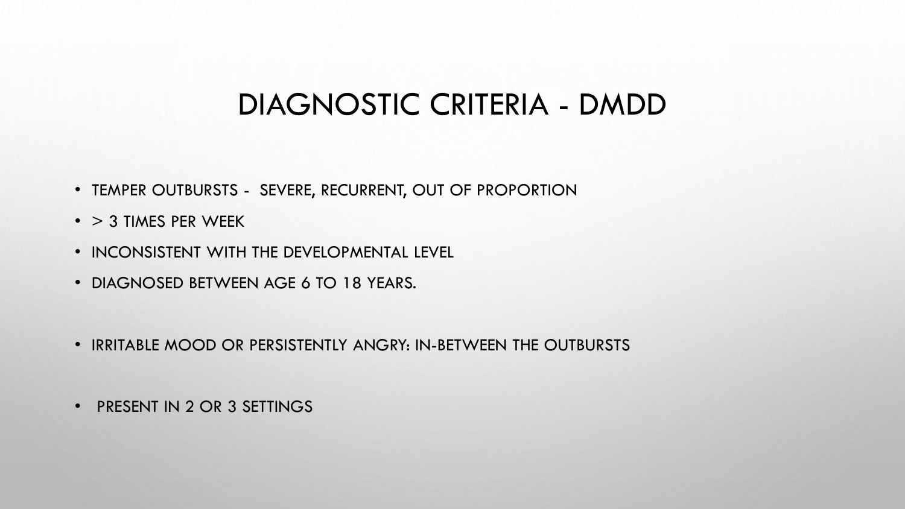# DIAGNOSTIC CRITERIA - DMDD

- TEMPER OUTBURSTS - SEVERE, RECURRENT, OUT OF PROPORTION
- > 3 TIMES PER WEEK
- INCONSISTENT WITH THE DEVELOPMENTAL LEVEL
- DIAGNOSED BETWEEN AGE 6 TO 18 YEARS.

- IRRITABLE MOOD OR PERSISTENTLY ANGRY: IN-BETWEEN THE OUTBURSTS

- PRESENT IN 2 OR 3 SETTINGS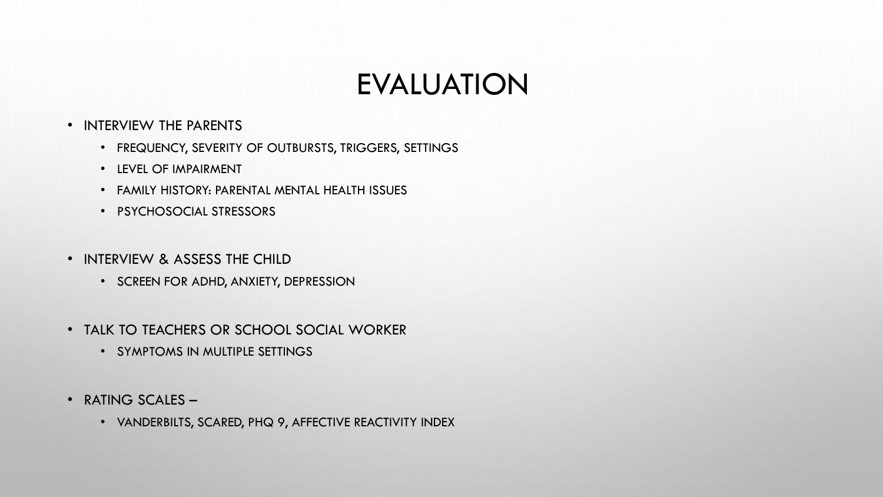# EVALUATION

- INTERVIEW THE PARENTS
  - FREQUENCY, SEVERITY OF OUTBURSTS, TRIGGERS, SETTINGS
  - LEVEL OF IMPAIRMENT
  - FAMILY HISTORY: PARENTAL MENTAL HEALTH ISSUES
  - PSYCHOSOCIAL STRESSORS
- INTERVIEW & ASSESS THE CHILD
  - SCREEN FOR ADHD, ANXIETY, DEPRESSION
- TALK TO TEACHERS OR SCHOOL SOCIAL WORKER
  - SYMPTOMS IN MULTIPLE SETTINGS
- RATING SCALES –
  - VANDERBILTS, SCARED, PHQ 9, AFFECTIVE REACTIVITY INDEX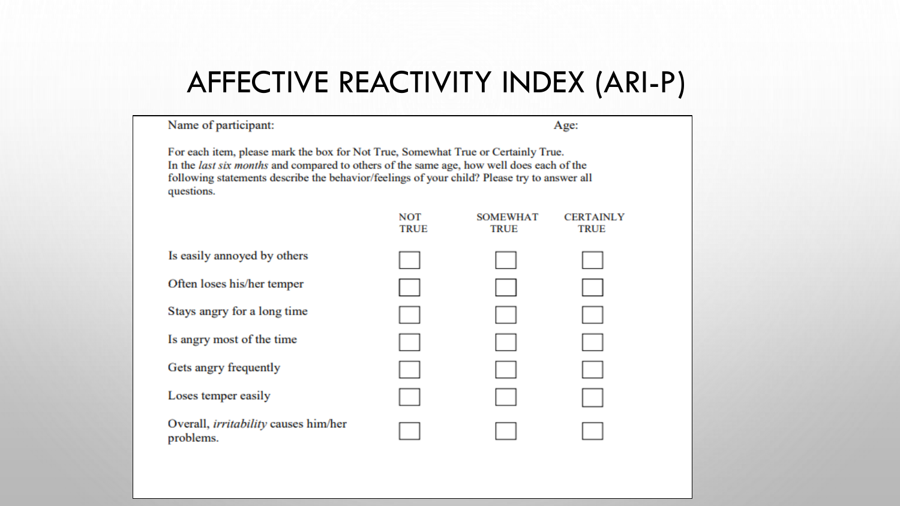# AFFECTIVE REACTIVITY INDEX (ARI-P)

Name of participant: Age:

For each item, please mark the box for Not True, Somewhat True or Certainly True.
In the *last six months* and compared to others of the same age, how well does each of the following statements describe the behavior/feelings of your child? Please try to answer all questions.

| | NOT TRUE | SOMEWHAT TRUE | CERTAINLY TRUE |
|---|---|---|---|
| Is easily annoyed by others | ☐ | ☐ | ☐ |
| Often loses his/her temper | ☐ | ☐ | ☐ |
| Stays angry for a long time | ☐ | ☐ | ☐ |
| Is angry most of the time | ☐ | ☐ | ☐ |
| Gets angry frequently | ☐ | ☐ | ☐ |
| Loses temper easily | ☐ | ☐ | ☐ |
| Overall, *irritability* causes him/her problems. | ☐ | ☐ | ☐ |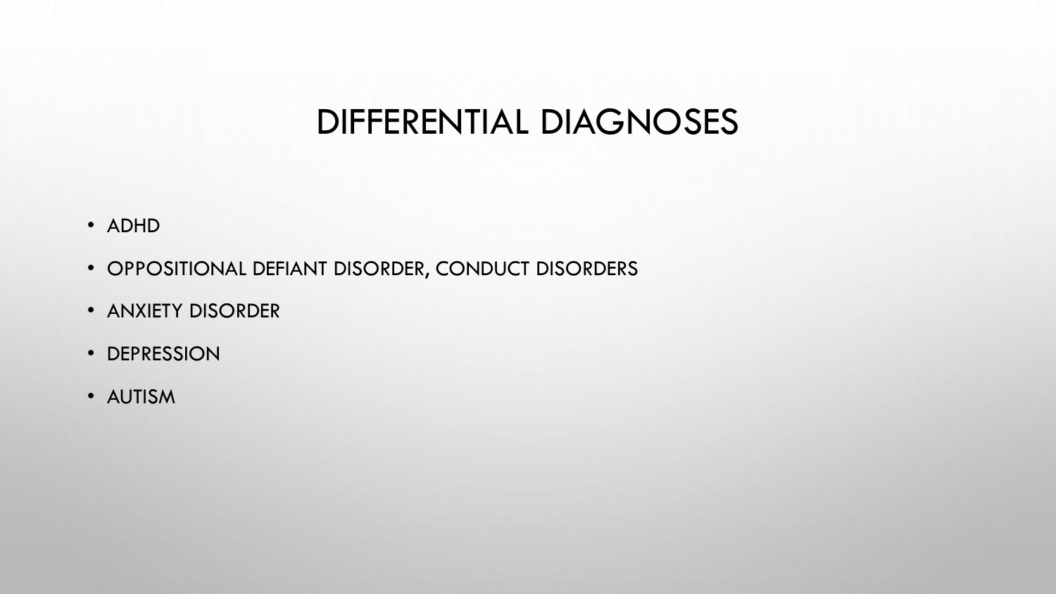# DIFFERENTIAL DIAGNOSES

- ADHD
- OPPOSITIONAL DEFIANT DISORDER, CONDUCT DISORDERS
- ANXIETY DISORDER
- DEPRESSION
- AUTISM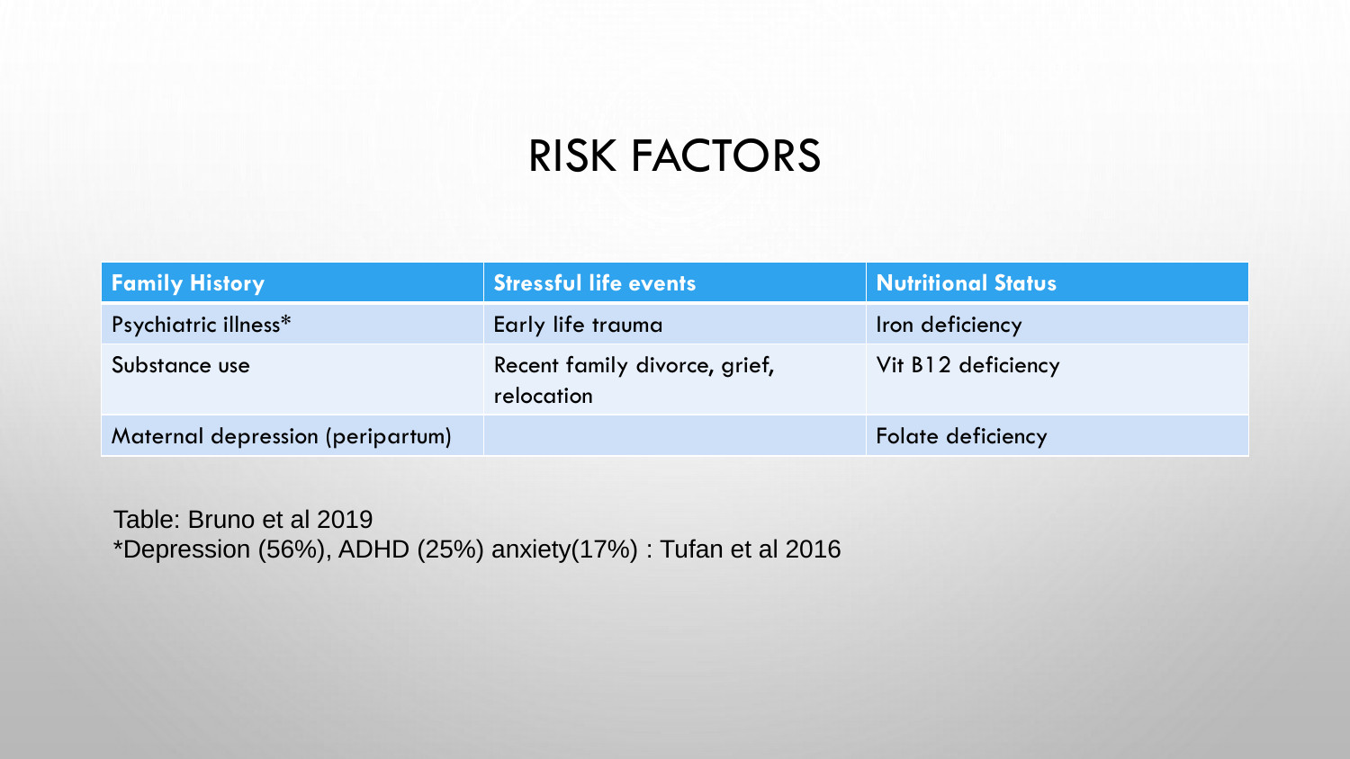# RISK FACTORS

| Family History | Stressful life events | Nutritional Status |
|---|---|---|
| Psychiatric illness* | Early life trauma | Iron deficiency |
| Substance use | Recent family divorce, grief, relocation | Vit B12 deficiency |
| Maternal depression (peripartum) | | Folate deficiency |

Table: Bruno et al 2019

*Depression (56%), ADHD (25%) anxiety(17%) : Tufan et al 2016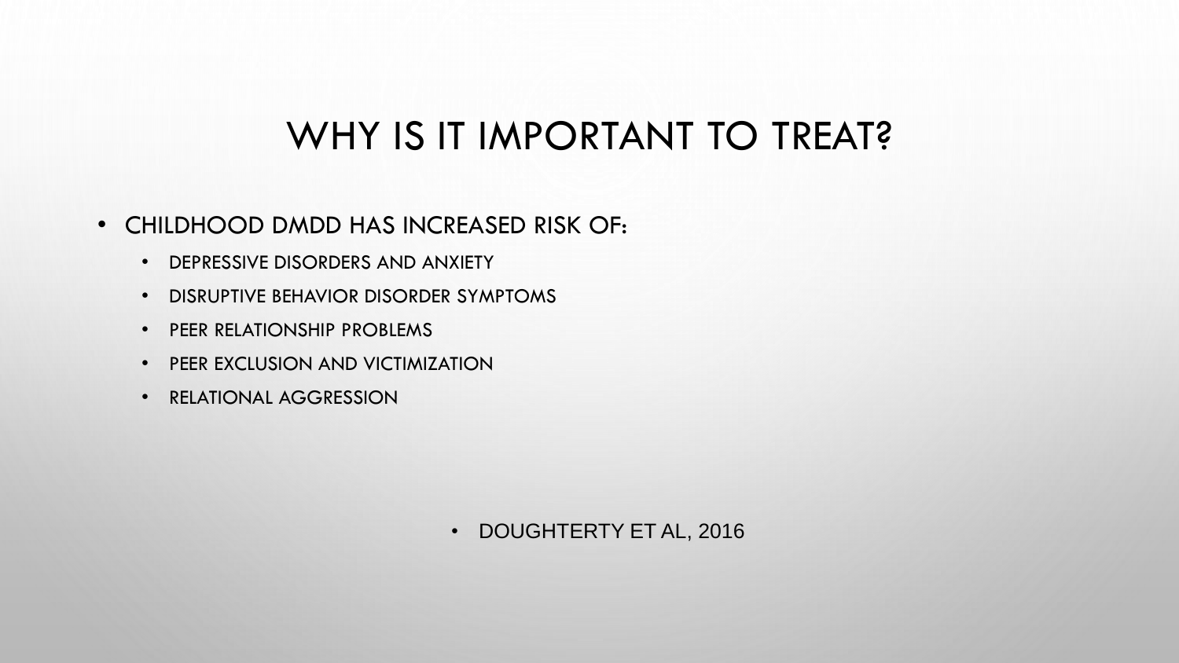# WHY IS IT IMPORTANT TO TREAT?

- CHILDHOOD DMDD HAS INCREASED RISK OF:
  - DEPRESSIVE DISORDERS AND ANXIETY
  - DISRUPTIVE BEHAVIOR DISORDER SYMPTOMS
  - PEER RELATIONSHIP PROBLEMS
  - PEER EXCLUSION AND VICTIMIZATION
  - RELATIONAL AGGRESSION

- DOUGHTERTY ET AL, 2016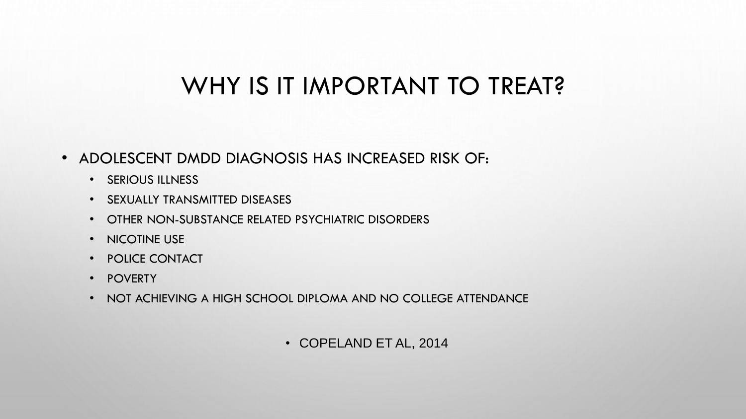# WHY IS IT IMPORTANT TO TREAT?

- ADOLESCENT DMDD DIAGNOSIS HAS INCREASED RISK OF:
  - SERIOUS ILLNESS
  - SEXUALLY TRANSMITTED DISEASES
  - OTHER NON-SUBSTANCE RELATED PSYCHIATRIC DISORDERS
  - NICOTINE USE
  - POLICE CONTACT
  - POVERTY
  - NOT ACHIEVING A HIGH SCHOOL DIPLOMA AND NO COLLEGE ATTENDANCE

- COPELAND ET AL, 2014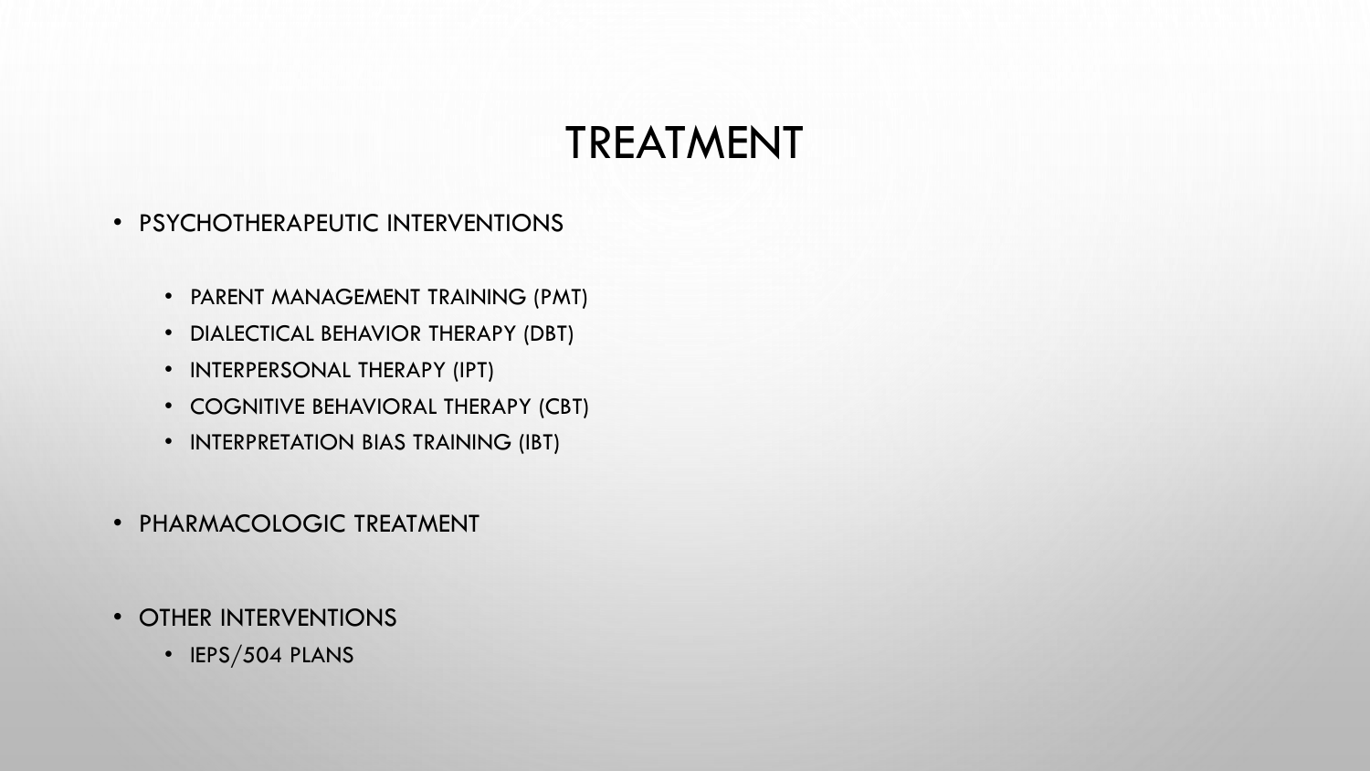# TREATMENT

- PSYCHOTHERAPEUTIC INTERVENTIONS
  - PARENT MANAGEMENT TRAINING (PMT)
  - DIALECTICAL BEHAVIOR THERAPY (DBT)
  - INTERPERSONAL THERAPY (IPT)
  - COGNITIVE BEHAVIORAL THERAPY (CBT)
  - INTERPRETATION BIAS TRAINING (IBT)
- PHARMACOLOGIC TREATMENT
- OTHER INTERVENTIONS
  - IEPS/504 PLANS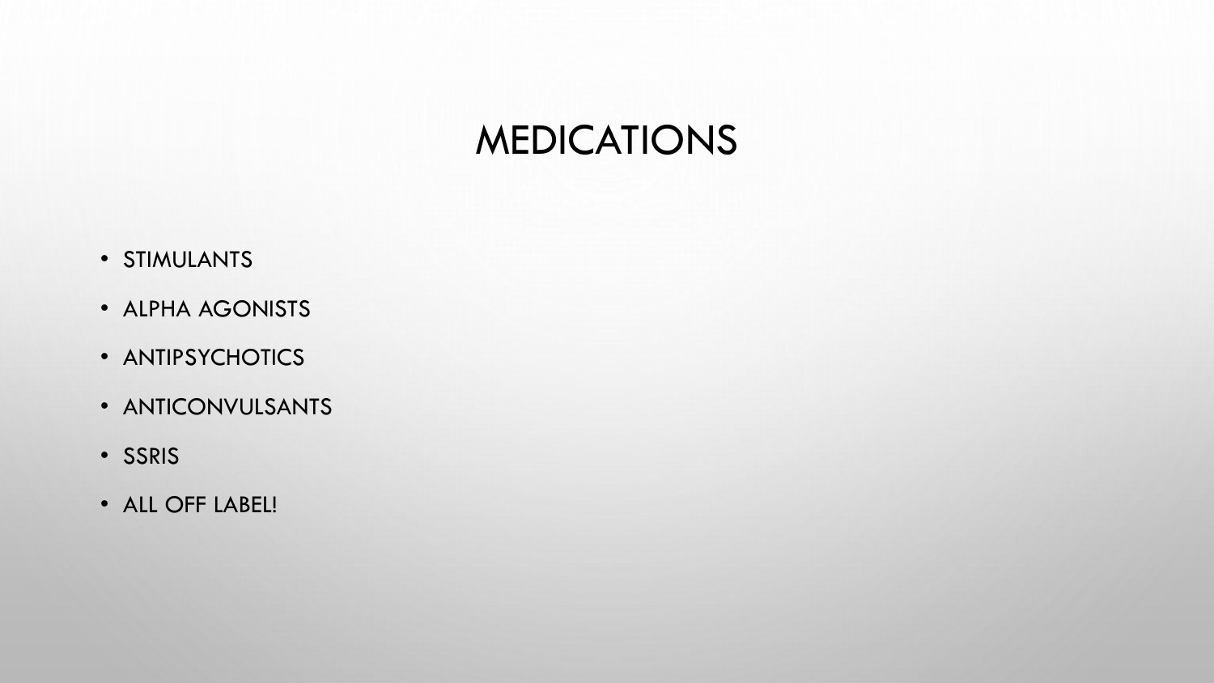# MEDICATIONS

- STIMULANTS
- ALPHA AGONISTS
- ANTIPSYCHOTICS
- ANTICONVULSANTS
- SSRIS
- ALL OFF LABEL!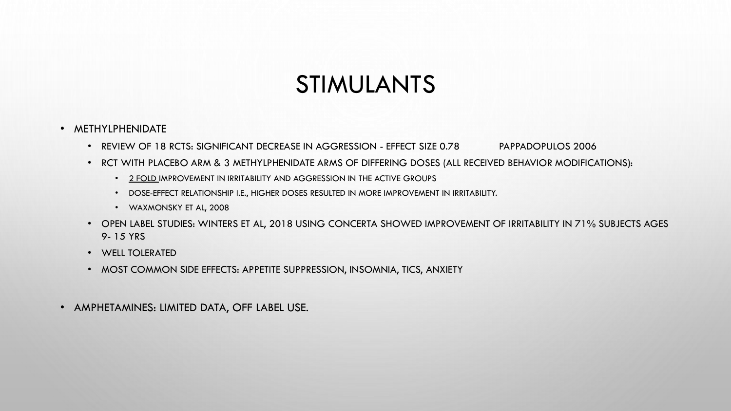# STIMULANTS

- METHYLPHENIDATE
  - REVIEW OF 18 RCTS: SIGNIFICANT DECREASE IN AGGRESSION - EFFECT SIZE 0.78 PAPPADOPULOS 2006
  - RCT WITH PLACEBO ARM & 3 METHYLPHENIDATE ARMS OF DIFFERING DOSES (ALL RECEIVED BEHAVIOR MODIFICATIONS):
    - <u>2 FOLD</u> IMPROVEMENT IN IRRITABILITY AND AGGRESSION IN THE ACTIVE GROUPS
    - DOSE-EFFECT RELATIONSHIP I.E., HIGHER DOSES RESULTED IN MORE IMPROVEMENT IN IRRITABILITY.
    - WAXMONSKY ET AL, 2008
  - OPEN LABEL STUDIES: WINTERS ET AL, 2018 USING CONCERTA SHOWED IMPROVEMENT OF IRRITABILITY IN 71% SUBJECTS AGES 9- 15 YRS
  - WELL TOLERATED
  - MOST COMMON SIDE EFFECTS: APPETITE SUPPRESSION, INSOMNIA, TICS, ANXIETY

- AMPHETAMINES: LIMITED DATA, OFF LABEL USE.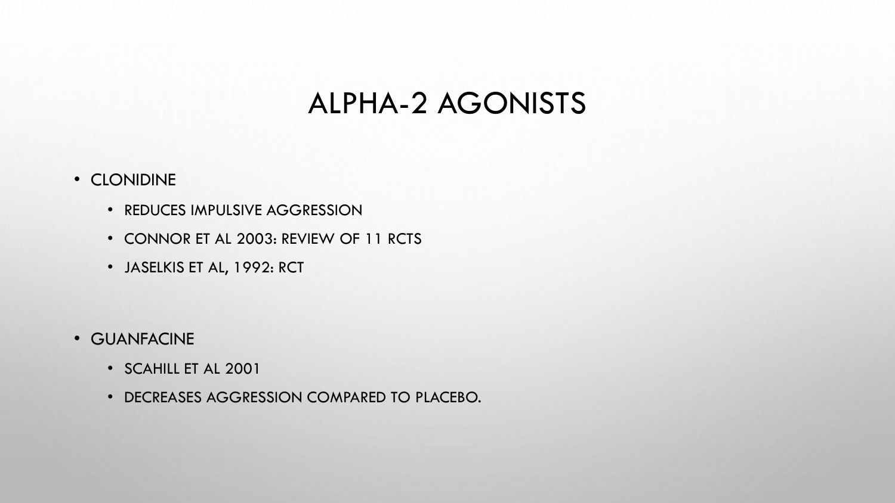# ALPHA-2 AGONISTS

- CLONIDINE
  - REDUCES IMPULSIVE AGGRESSION
  - CONNOR ET AL 2003: REVIEW OF 11 RCTS
  - JASELKIS ET AL, 1992: RCT

- GUANFACINE
  - SCAHILL ET AL 2001
  - DECREASES AGGRESSION COMPARED TO PLACEBO.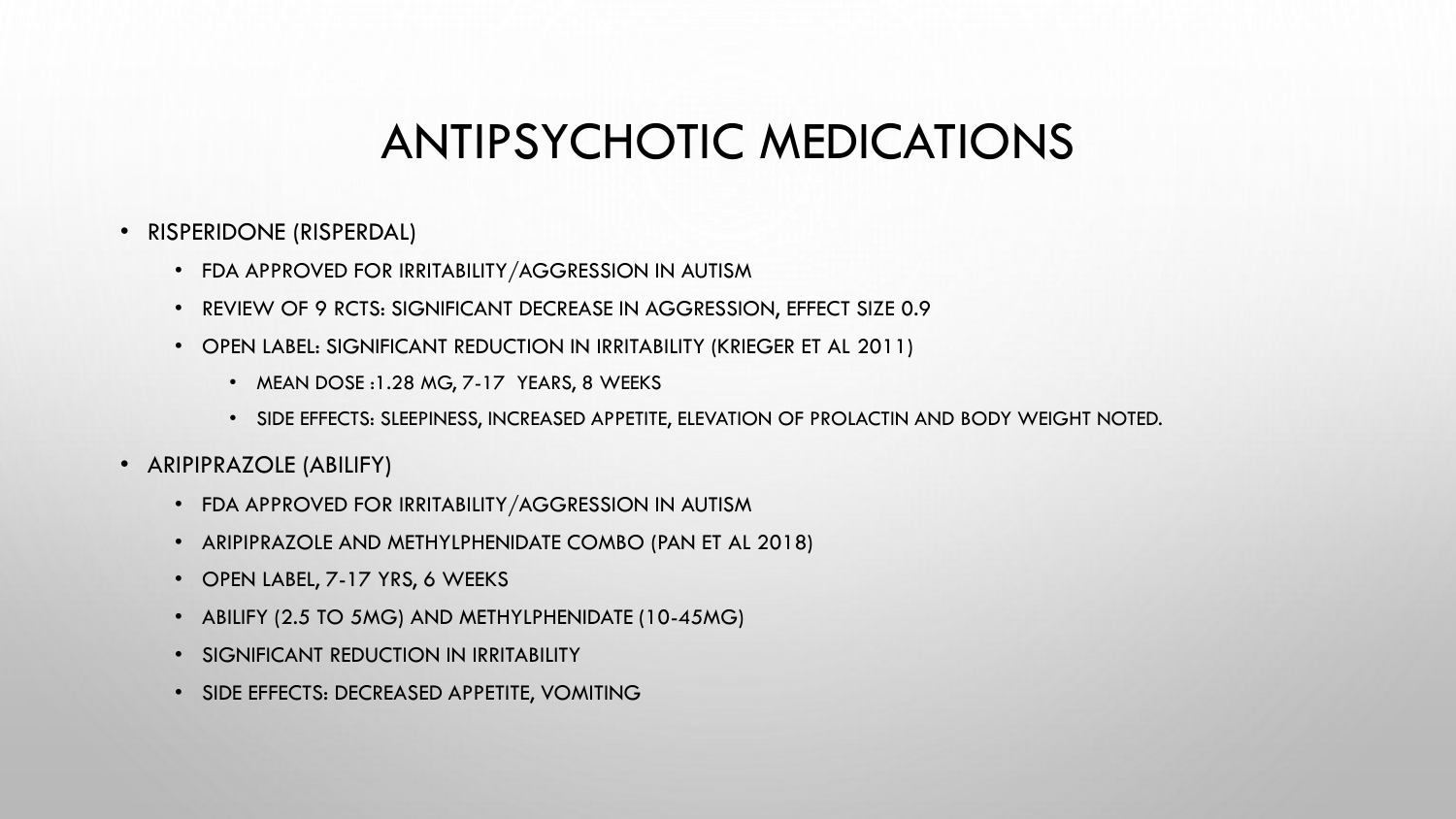# ANTIPSYCHOTIC MEDICATIONS

- RISPERIDONE (RISPERDAL)
  - FDA APPROVED FOR IRRITABILITY/AGGRESSION IN AUTISM
  - REVIEW OF 9 RCTS: SIGNIFICANT DECREASE IN AGGRESSION, EFFECT SIZE 0.9
  - OPEN LABEL: SIGNIFICANT REDUCTION IN IRRITABILITY (KRIEGER ET AL 2011)
    - MEAN DOSE :1.28 MG, 7-17 YEARS, 8 WEEKS
    - SIDE EFFECTS: SLEEPINESS, INCREASED APPETITE, ELEVATION OF PROLACTIN AND BODY WEIGHT NOTED.
- ARIPIPRAZOLE (ABILIFY)
  - FDA APPROVED FOR IRRITABILITY/AGGRESSION IN AUTISM
  - ARIPIPRAZOLE AND METHYLPHENIDATE COMBO (PAN ET AL 2018)
  - OPEN LABEL, 7-17 YRS, 6 WEEKS
  - ABILIFY (2.5 TO 5MG) AND METHYLPHENIDATE (10-45MG)
  - SIGNIFICANT REDUCTION IN IRRITABILITY
  - SIDE EFFECTS: DECREASED APPETITE, VOMITING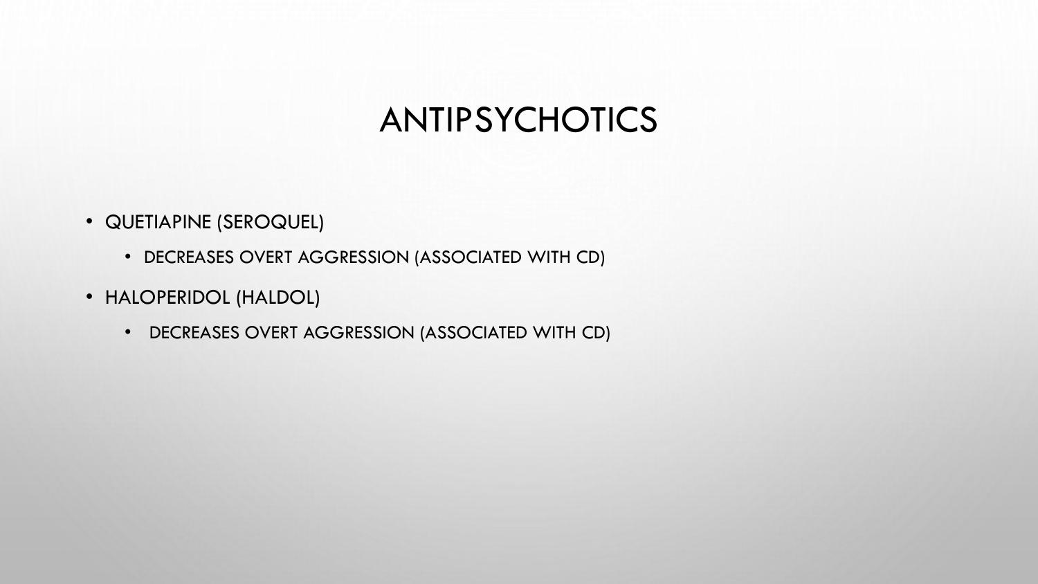# ANTIPSYCHOTICS

- QUETIAPINE (SEROQUEL)
  - DECREASES OVERT AGGRESSION (ASSOCIATED WITH CD)
- HALOPERIDOL (HALDOL)
  - DECREASES OVERT AGGRESSION (ASSOCIATED WITH CD)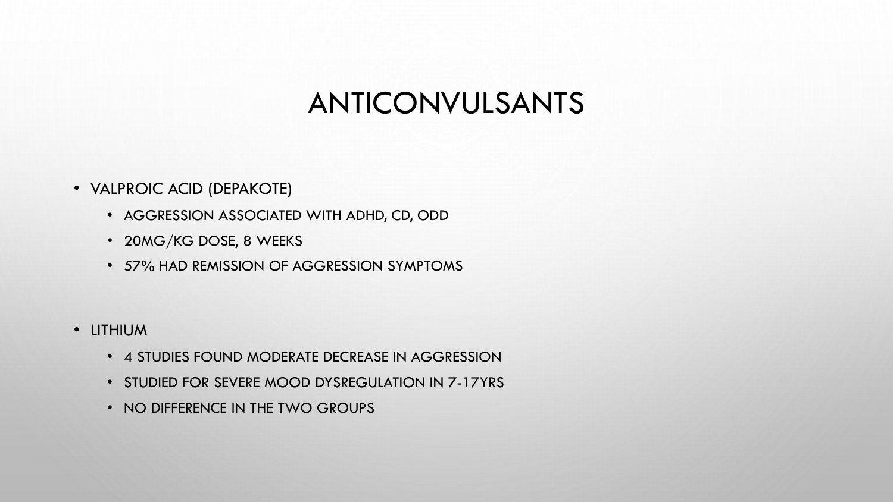# ANTICONVULSANTS

- VALPROIC ACID (DEPAKOTE)
  - AGGRESSION ASSOCIATED WITH ADHD, CD, ODD
  - 20MG/KG DOSE, 8 WEEKS
  - 57% HAD REMISSION OF AGGRESSION SYMPTOMS

- LITHIUM
  - 4 STUDIES FOUND MODERATE DECREASE IN AGGRESSION
  - STUDIED FOR SEVERE MOOD DYSREGULATION IN 7-17YRS
  - NO DIFFERENCE IN THE TWO GROUPS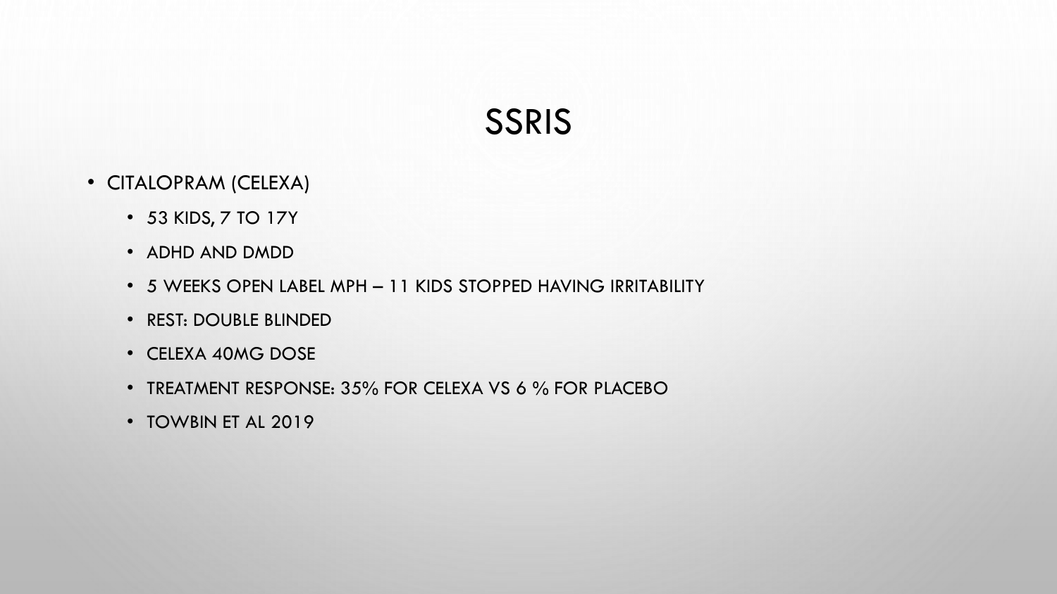# SSRIS

- CITALOPRAM (CELEXA)
  - 53 KIDS, 7 TO 17Y
  - ADHD AND DMDD
  - 5 WEEKS OPEN LABEL MPH – 11 KIDS STOPPED HAVING IRRITABILITY
  - REST: DOUBLE BLINDED
  - CELEXA 40MG DOSE
  - TREATMENT RESPONSE: 35% FOR CELEXA VS 6 % FOR PLACEBO
  - TOWBIN ET AL 2019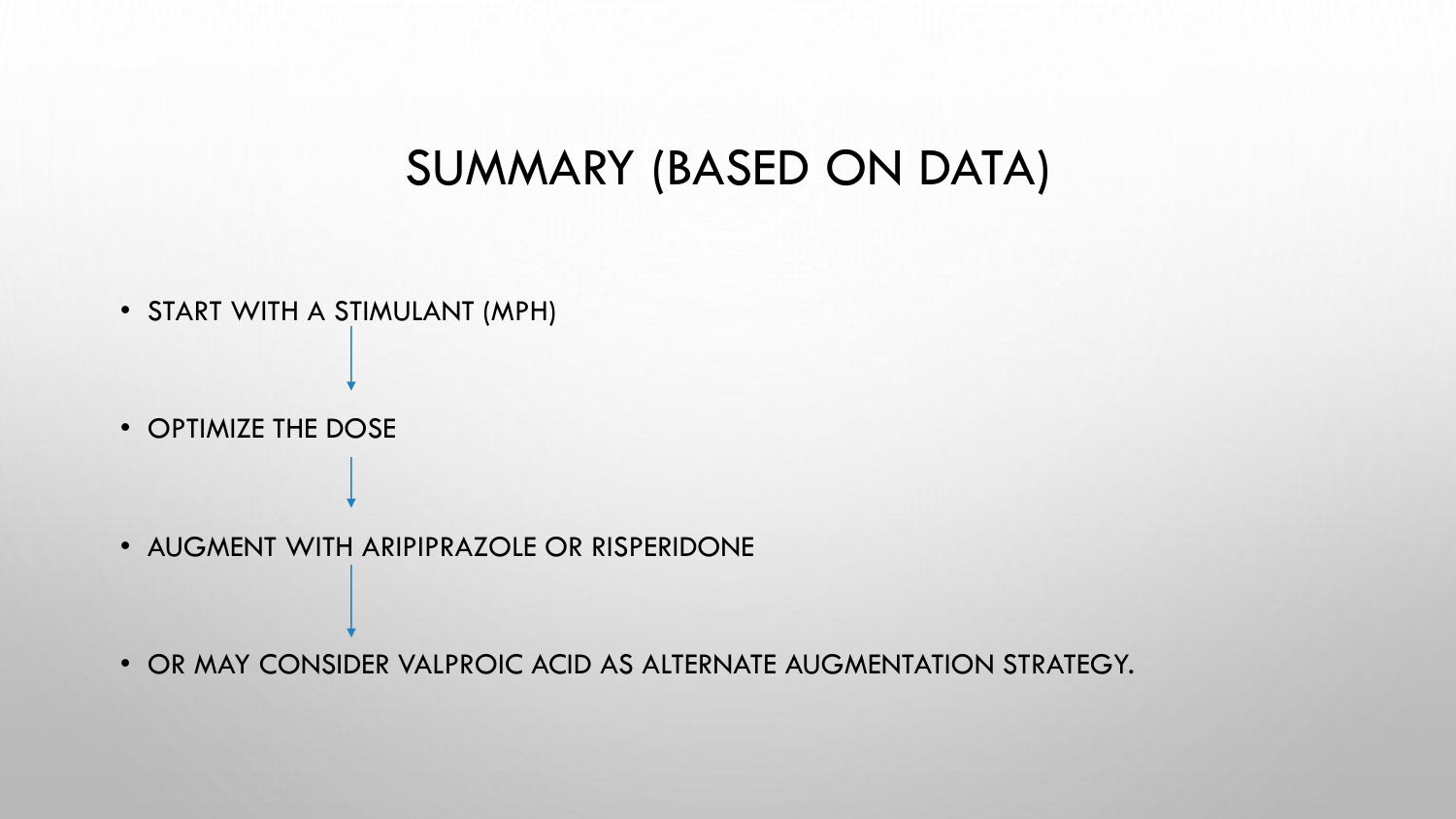# SUMMARY (BASED ON DATA)

- START WITH A STIMULANT (MPH)
- OPTIMIZE THE DOSE
- AUGMENT WITH ARIPIPRAZOLE OR RISPERIDONE
- OR MAY CONSIDER VALPROIC ACID AS ALTERNATE AUGMENTATION STRATEGY.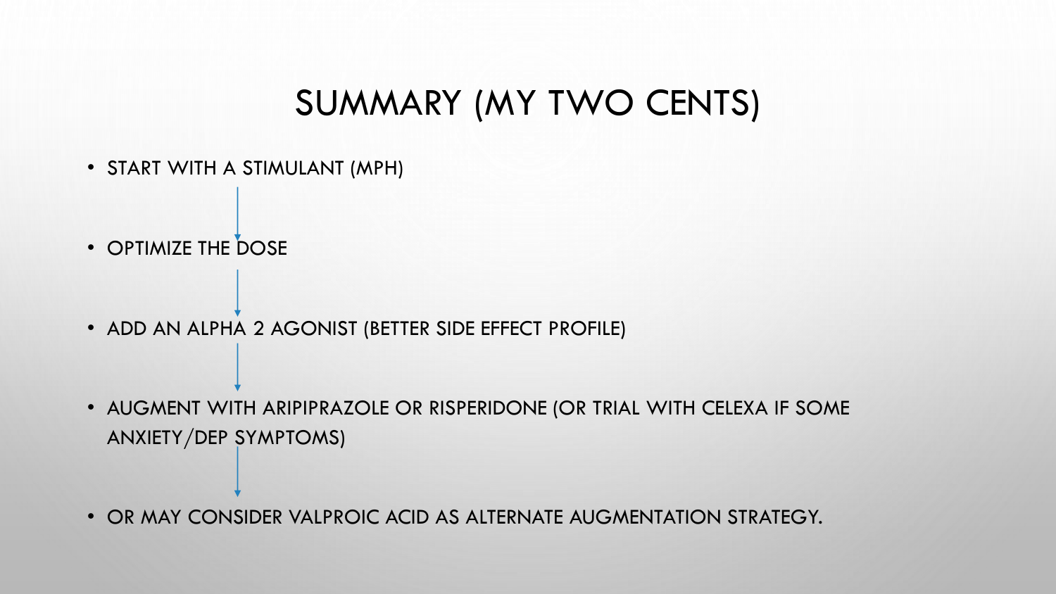# SUMMARY (MY TWO CENTS)

- START WITH A STIMULANT (MPH)
- OPTIMIZE THE DOSE
- ADD AN ALPHA 2 AGONIST (BETTER SIDE EFFECT PROFILE)
- AUGMENT WITH ARIPIPRAZOLE OR RISPERIDONE (OR TRIAL WITH CELEXA IF SOME ANXIETY/DEP SYMPTOMS)
- OR MAY CONSIDER VALPROIC ACID AS ALTERNATE AUGMENTATION STRATEGY.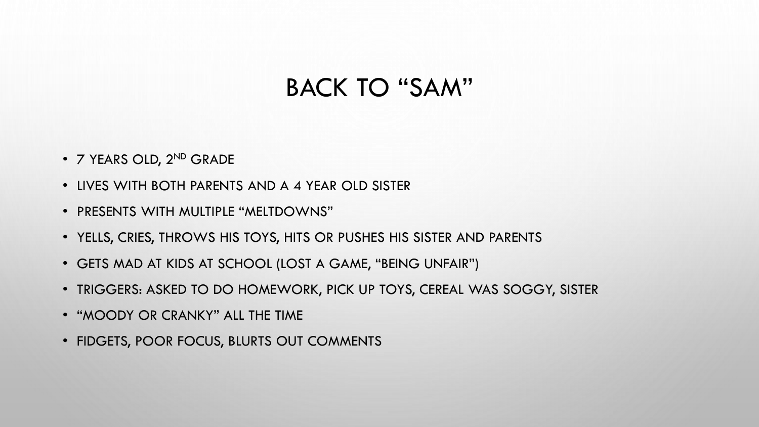# BACK TO "SAM"

- 7 YEARS OLD, 2ND GRADE
- LIVES WITH BOTH PARENTS AND A 4 YEAR OLD SISTER
- PRESENTS WITH MULTIPLE "MELTDOWNS"
- YELLS, CRIES, THROWS HIS TOYS, HITS OR PUSHES HIS SISTER AND PARENTS
- GETS MAD AT KIDS AT SCHOOL (LOST A GAME, "BEING UNFAIR")
- TRIGGERS: ASKED TO DO HOMEWORK, PICK UP TOYS, CEREAL WAS SOGGY, SISTER
- "MOODY OR CRANKY" ALL THE TIME
- FIDGETS, POOR FOCUS, BLURTS OUT COMMENTS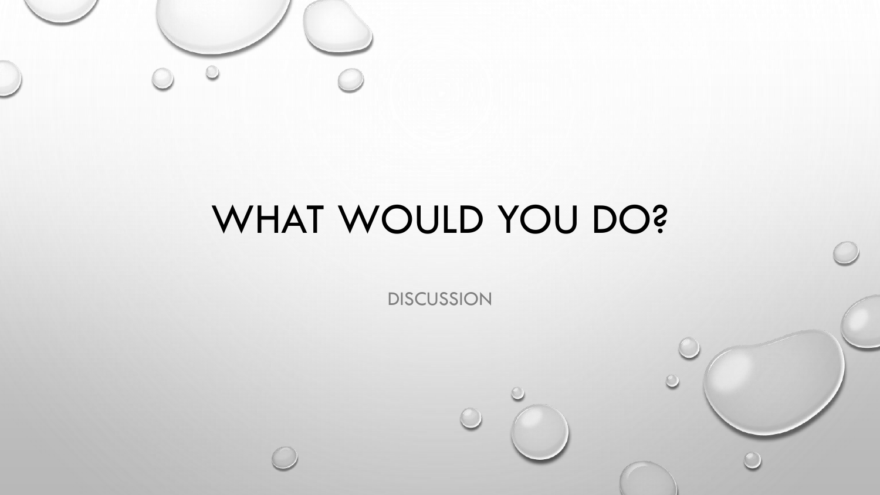# WHAT WOULD YOU DO?

DISCUSSION